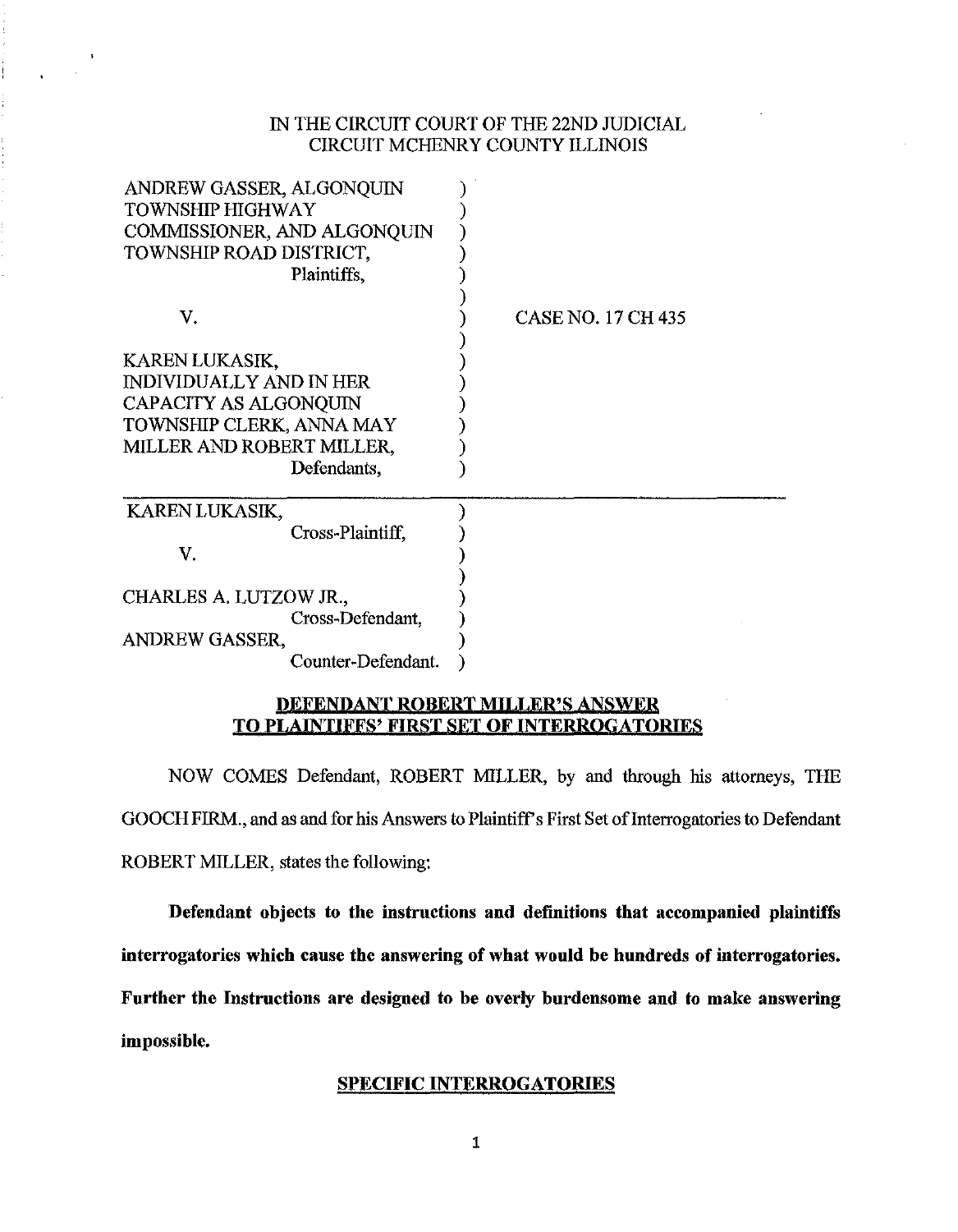IN THE CIRCUIT COURT OF THE 22ND JUDICIAL CIRCUIT MCHENRY COUNTY ILLINOIS

ANDREW GASSER, ALGONQUIN TOWNSHIP HIGHWAY COMMISSIONER, AND ALGONQUIN TOWNSHIP ROAD DISTRICT,
Plaintiffs,

V.

KAREN LUKASIK, INDIVIDUALLY AND IN HER CAPACITY AS ALGONQUIN TOWNSHIP CLERK, ANNA MAY MILLER AND ROBERT MILLER,
Defendants,

CASE NO. 17 CH 435

---

KAREN LUKASIK,
Cross-Plaintiff,

V.

CHARLES A. LUTZOW JR.,
Cross-Defendant,

ANDREW GASSER,
Counter-Defendant.

## DEFENDANT ROBERT MILLER'S ANSWER TO PLAINTIFFS' FIRST SET OF INTERROGATORIES

NOW COMES Defendant, ROBERT MILLER, by and through his attorneys, THE GOOCH FIRM., and as and for his Answers to Plaintiff's First Set of Interrogatories to Defendant ROBERT MILLER, states the following:

**Defendant objects to the instructions and definitions that accompanied plaintiffs interrogatories which cause the answering of what would be hundreds of interrogatories. Further the Instructions are designed to be overly burdensome and to make answering impossible.**

## SPECIFIC INTERROGATORIES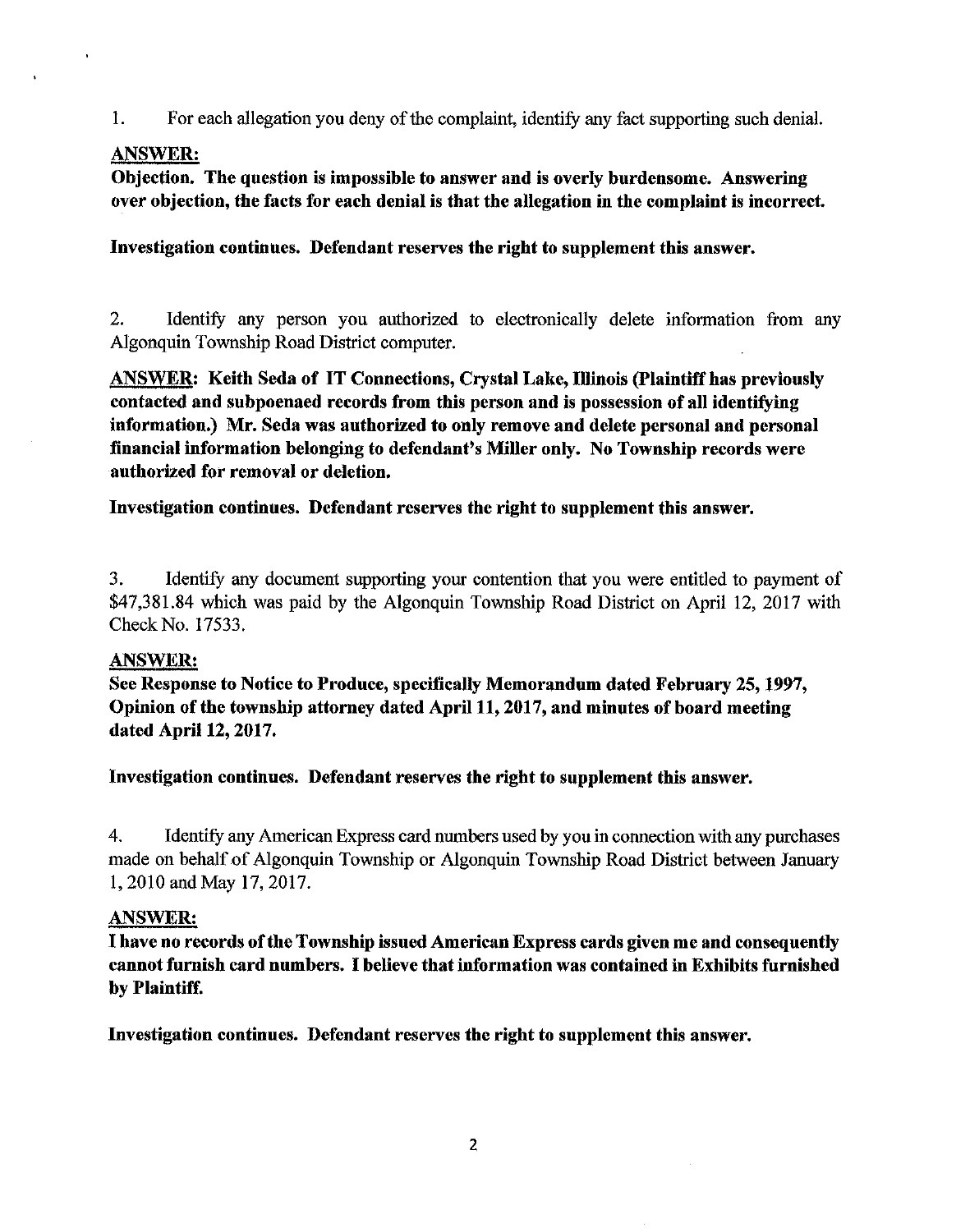1. For each allegation you deny of the complaint, identify any fact supporting such denial.

**ANSWER:**
**Objection. The question is impossible to answer and is overly burdensome. Answering over objection, the facts for each denial is that the allegation in the complaint is incorrect.**

**Investigation continues. Defendant reserves the right to supplement this answer.**

2. Identify any person you authorized to electronically delete information from any Algonquin Township Road District computer.

**ANSWER: Keith Seda of IT Connections, Crystal Lake, Illinois (Plaintiff has previously contacted and subpoenaed records from this person and is possession of all identifying information.) Mr. Seda was authorized to only remove and delete personal and personal financial information belonging to defendant's Miller only. No Township records were authorized for removal or deletion.**

**Investigation continues. Defendant reserves the right to supplement this answer.**

3. Identify any document supporting your contention that you were entitled to payment of $47,381.84 which was paid by the Algonquin Township Road District on April 12, 2017 with Check No. 17533.

**ANSWER:**
**See Response to Notice to Produce, specifically Memorandum dated February 25, 1997, Opinion of the township attorney dated April 11, 2017, and minutes of board meeting dated April 12, 2017.**

**Investigation continues. Defendant reserves the right to supplement this answer.**

4. Identify any American Express card numbers used by you in connection with any purchases made on behalf of Algonquin Township or Algonquin Township Road District between January 1, 2010 and May 17, 2017.

**ANSWER:**
**I have no records of the Township issued American Express cards given me and consequently cannot furnish card numbers. I believe that information was contained in Exhibits furnished by Plaintiff.**

**Investigation continues. Defendant reserves the right to supplement this answer.**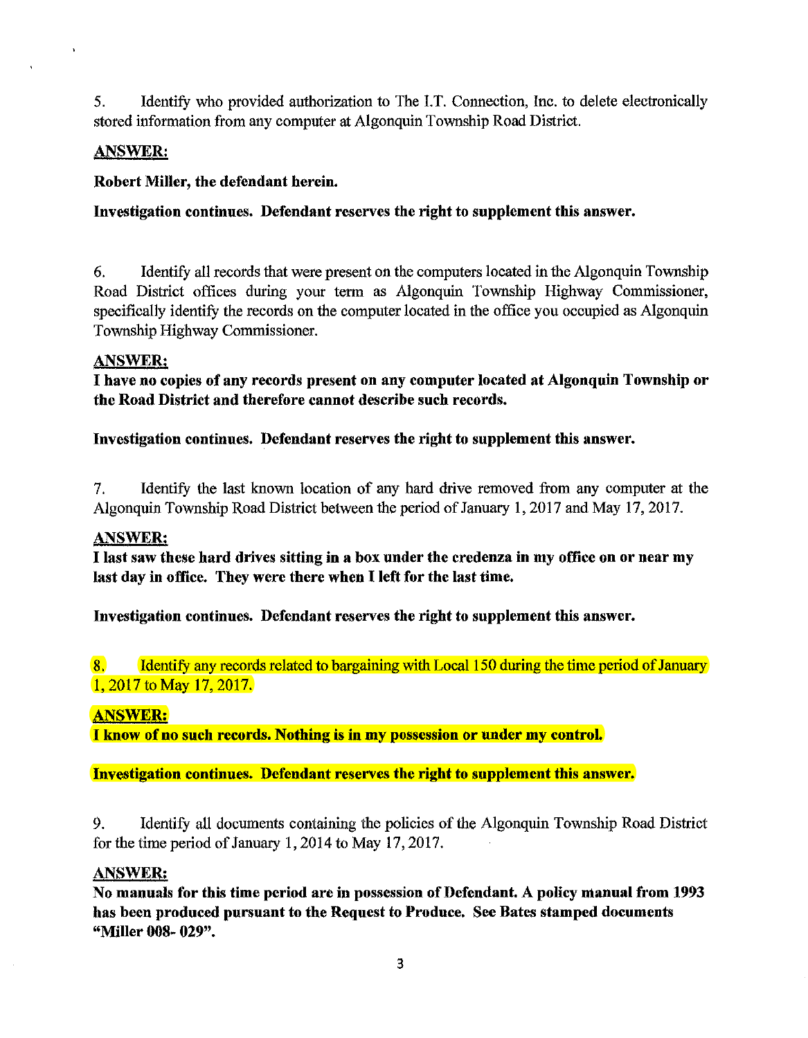5. Identify who provided authorization to The I.T. Connection, Inc. to delete electronically stored information from any computer at Algonquin Township Road District.

**ANSWER:**

**Robert Miller, the defendant herein.**

**Investigation continues. Defendant reserves the right to supplement this answer.**

6. Identify all records that were present on the computers located in the Algonquin Township Road District offices during your term as Algonquin Township Highway Commissioner, specifically identify the records on the computer located in the office you occupied as Algonquin Township Highway Commissioner.

**ANSWER:**

**I have no copies of any records present on any computer located at Algonquin Township or the Road District and therefore cannot describe such records.**

**Investigation continues. Defendant reserves the right to supplement this answer.**

7. Identify the last known location of any hard drive removed from any computer at the Algonquin Township Road District between the period of January 1, 2017 and May 17, 2017.

**ANSWER:**

**I last saw these hard drives sitting in a box under the credenza in my office on or near my last day in office. They were there when I left for the last time.**

**Investigation continues. Defendant reserves the right to supplement this answer.**

8. Identify any records related to bargaining with Local 150 during the time period of January 1, 2017 to May 17, 2017.

**ANSWER:**

**I know of no such records. Nothing is in my possession or under my control.**

**Investigation continues. Defendant reserves the right to supplement this answer.**

9. Identify all documents containing the policies of the Algonquin Township Road District for the time period of January 1, 2014 to May 17, 2017.

**ANSWER:**

**No manuals for this time period are in possession of Defendant. A policy manual from 1993 has been produced pursuant to the Request to Produce. See Bates stamped documents "Miller 008- 029".**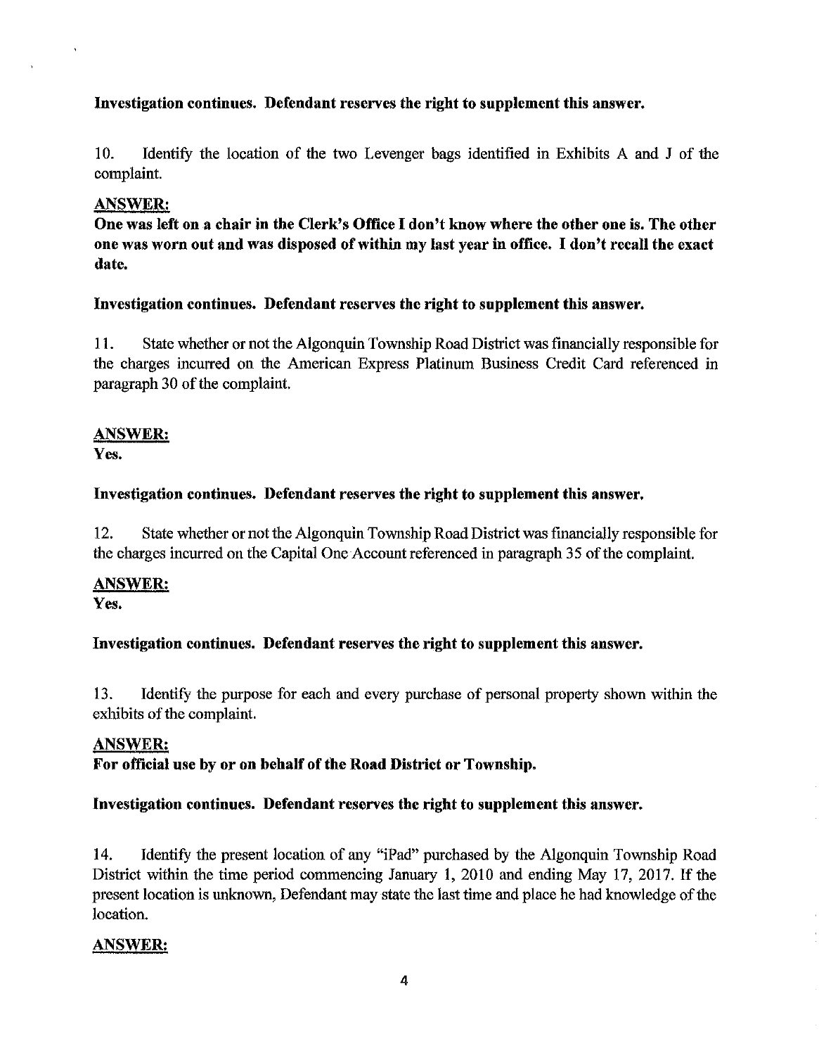**Investigation continues. Defendant reserves the right to supplement this answer.**

10. Identify the location of the two Levenger bags identified in Exhibits A and J of the complaint.

**ANSWER:**

**One was left on a chair in the Clerk's Office I don't know where the other one is. The other one was worn out and was disposed of within my last year in office. I don't recall the exact date.**

**Investigation continues. Defendant reserves the right to supplement this answer.**

11. State whether or not the Algonquin Township Road District was financially responsible for the charges incurred on the American Express Platinum Business Credit Card referenced in paragraph 30 of the complaint.

**ANSWER:**

**Yes.**

**Investigation continues. Defendant reserves the right to supplement this answer.**

12. State whether or not the Algonquin Township Road District was financially responsible for the charges incurred on the Capital One Account referenced in paragraph 35 of the complaint.

**ANSWER:**

**Yes.**

**Investigation continues. Defendant reserves the right to supplement this answer.**

13. Identify the purpose for each and every purchase of personal property shown within the exhibits of the complaint.

**ANSWER:**

**For official use by or on behalf of the Road District or Township.**

**Investigation continues. Defendant reserves the right to supplement this answer.**

14. Identify the present location of any "iPad" purchased by the Algonquin Township Road District within the time period commencing January 1, 2010 and ending May 17, 2017. If the present location is unknown, Defendant may state the last time and place he had knowledge of the location.

**ANSWER:**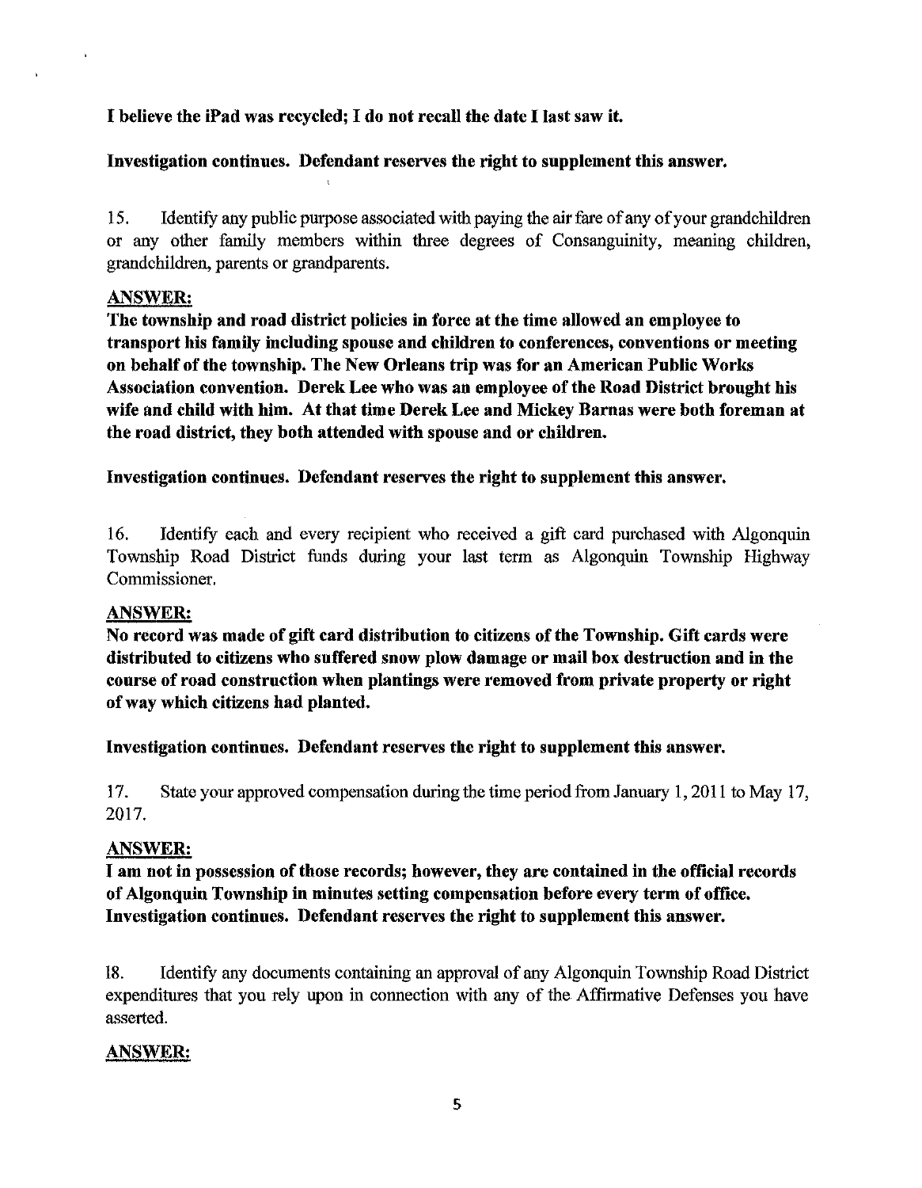**I believe the iPad was recycled; I do not recall the date I last saw it.**

**Investigation continues. Defendant reserves the right to supplement this answer.**

15. Identify any public purpose associated with paying the air fare of any of your grandchildren or any other family members within three degrees of Consanguinity, meaning children, grandchildren, parents or grandparents.

**ANSWER:**
**The township and road district policies in force at the time allowed an employee to transport his family including spouse and children to conferences, conventions or meeting on behalf of the township. The New Orleans trip was for an American Public Works Association convention. Derek Lee who was an employee of the Road District brought his wife and child with him. At that time Derek Lee and Mickey Barnas were both foreman at the road district, they both attended with spouse and or children.**

**Investigation continues. Defendant reserves the right to supplement this answer.**

16. Identify each and every recipient who received a gift card purchased with Algonquin Township Road District funds during your last term as Algonquin Township Highway Commissioner.

**ANSWER:**
**No record was made of gift card distribution to citizens of the Township. Gift cards were distributed to citizens who suffered snow plow damage or mail box destruction and in the course of road construction when plantings were removed from private property or right of way which citizens had planted.**

**Investigation continues. Defendant reserves the right to supplement this answer.**

17. State your approved compensation during the time period from January 1, 2011 to May 17, 2017.

**ANSWER:**
**I am not in possession of those records; however, they are contained in the official records of Algonquin Township in minutes setting compensation before every term of office. Investigation continues. Defendant reserves the right to supplement this answer.**

18. Identify any documents containing an approval of any Algonquin Township Road District expenditures that you rely upon in connection with any of the Affirmative Defenses you have asserted.

**ANSWER:**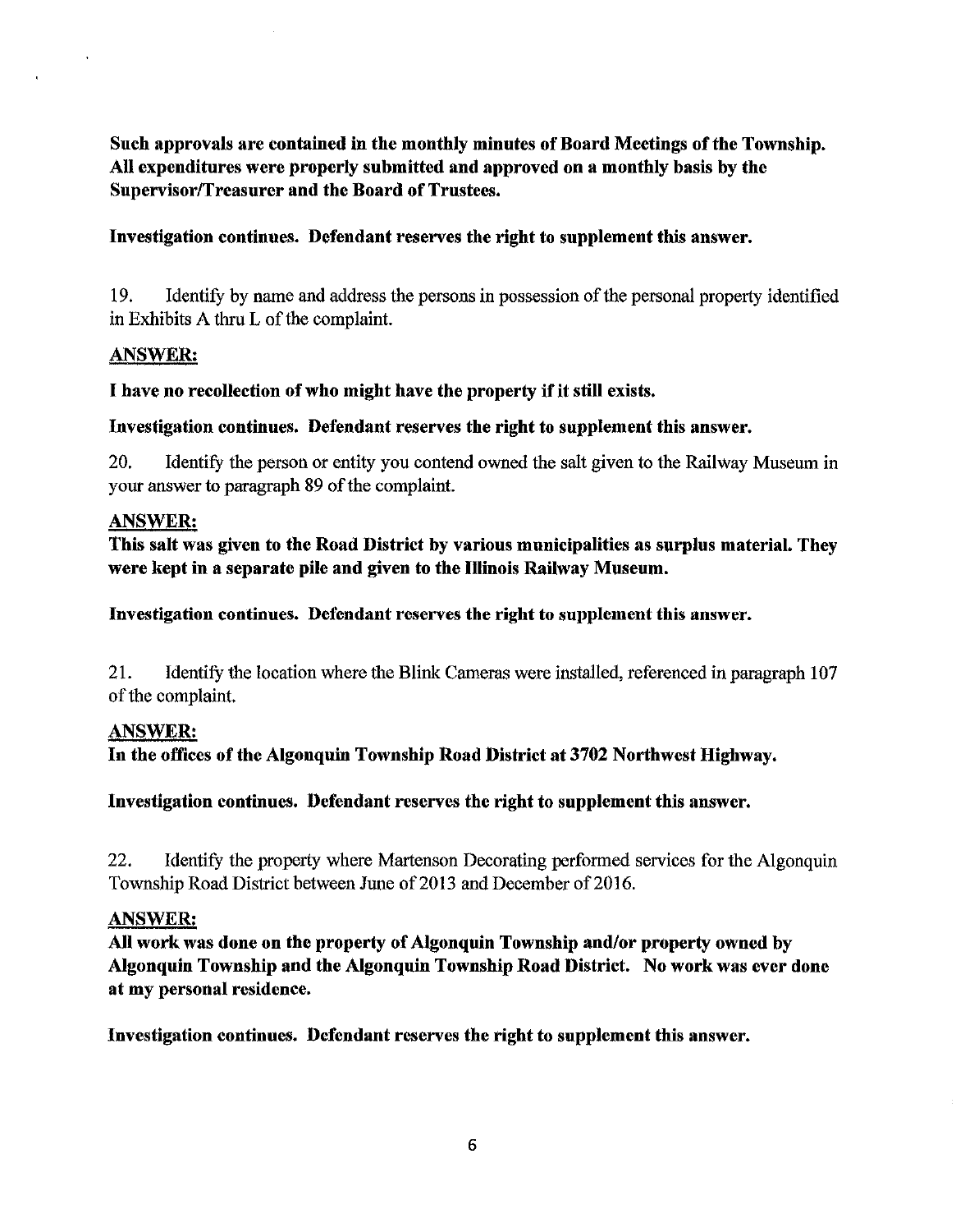**Such approvals are contained in the monthly minutes of Board Meetings of the Township. All expenditures were properly submitted and approved on a monthly basis by the Supervisor/Treasurer and the Board of Trustees.**

**Investigation continues. Defendant reserves the right to supplement this answer.**

19. Identify by name and address the persons in possession of the personal property identified in Exhibits A thru L of the complaint.

**ANSWER:**

**I have no recollection of who might have the property if it still exists.**

**Investigation continues. Defendant reserves the right to supplement this answer.**

20. Identify the person or entity you contend owned the salt given to the Railway Museum in your answer to paragraph 89 of the complaint.

**ANSWER:**

**This salt was given to the Road District by various municipalities as surplus material. They were kept in a separate pile and given to the Illinois Railway Museum.**

**Investigation continues. Defendant reserves the right to supplement this answer.**

21. Identify the location where the Blink Cameras were installed, referenced in paragraph 107 of the complaint.

**ANSWER:**

**In the offices of the Algonquin Township Road District at 3702 Northwest Highway.**

**Investigation continues. Defendant reserves the right to supplement this answer.**

22. Identify the property where Martenson Decorating performed services for the Algonquin Township Road District between June of 2013 and December of 2016.

**ANSWER:**

**All work was done on the property of Algonquin Township and/or property owned by Algonquin Township and the Algonquin Township Road District. No work was ever done at my personal residence.**

**Investigation continues. Defendant reserves the right to supplement this answer.**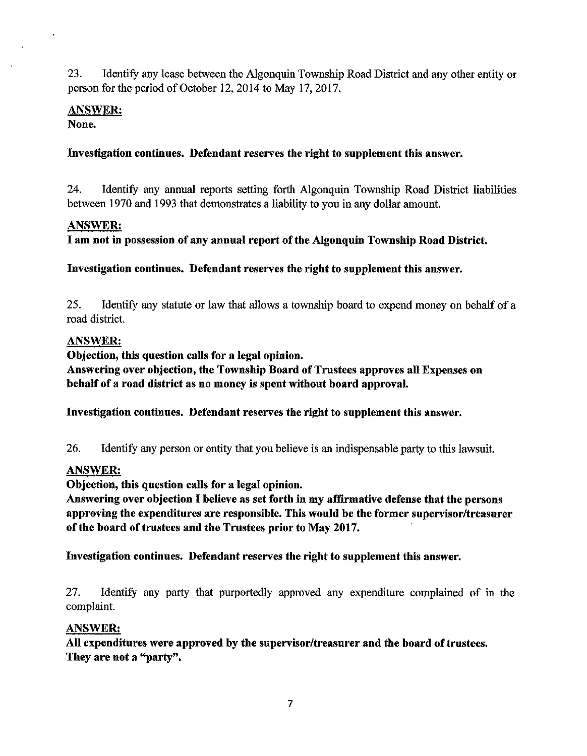23. Identify any lease between the Algonquin Township Road District and any other entity or person for the period of October 12, 2014 to May 17, 2017.

**ANSWER:**
**None.**

**Investigation continues. Defendant reserves the right to supplement this answer.**

24. Identify any annual reports setting forth Algonquin Township Road District liabilities between 1970 and 1993 that demonstrates a liability to you in any dollar amount.

**ANSWER:**
**I am not in possession of any annual report of the Algonquin Township Road District.**

**Investigation continues. Defendant reserves the right to supplement this answer.**

25. Identify any statute or law that allows a township board to expend money on behalf of a road district.

**ANSWER:**
**Objection, this question calls for a legal opinion.**
**Answering over objection, the Township Board of Trustees approves all Expenses on behalf of a road district as no money is spent without board approval.**

**Investigation continues. Defendant reserves the right to supplement this answer.**

26. Identify any person or entity that you believe is an indispensable party to this lawsuit.

**ANSWER:**
**Objection, this question calls for a legal opinion.**
**Answering over objection I believe as set forth in my affirmative defense that the persons approving the expenditures are responsible. This would be the former supervisor/treasurer of the board of trustees and the Trustees prior to May 2017.**

**Investigation continues. Defendant reserves the right to supplement this answer.**

27. Identify any party that purportedly approved any expenditure complained of in the complaint.

**ANSWER:**
**All expenditures were approved by the supervisor/treasurer and the board of trustees. They are not a "party".**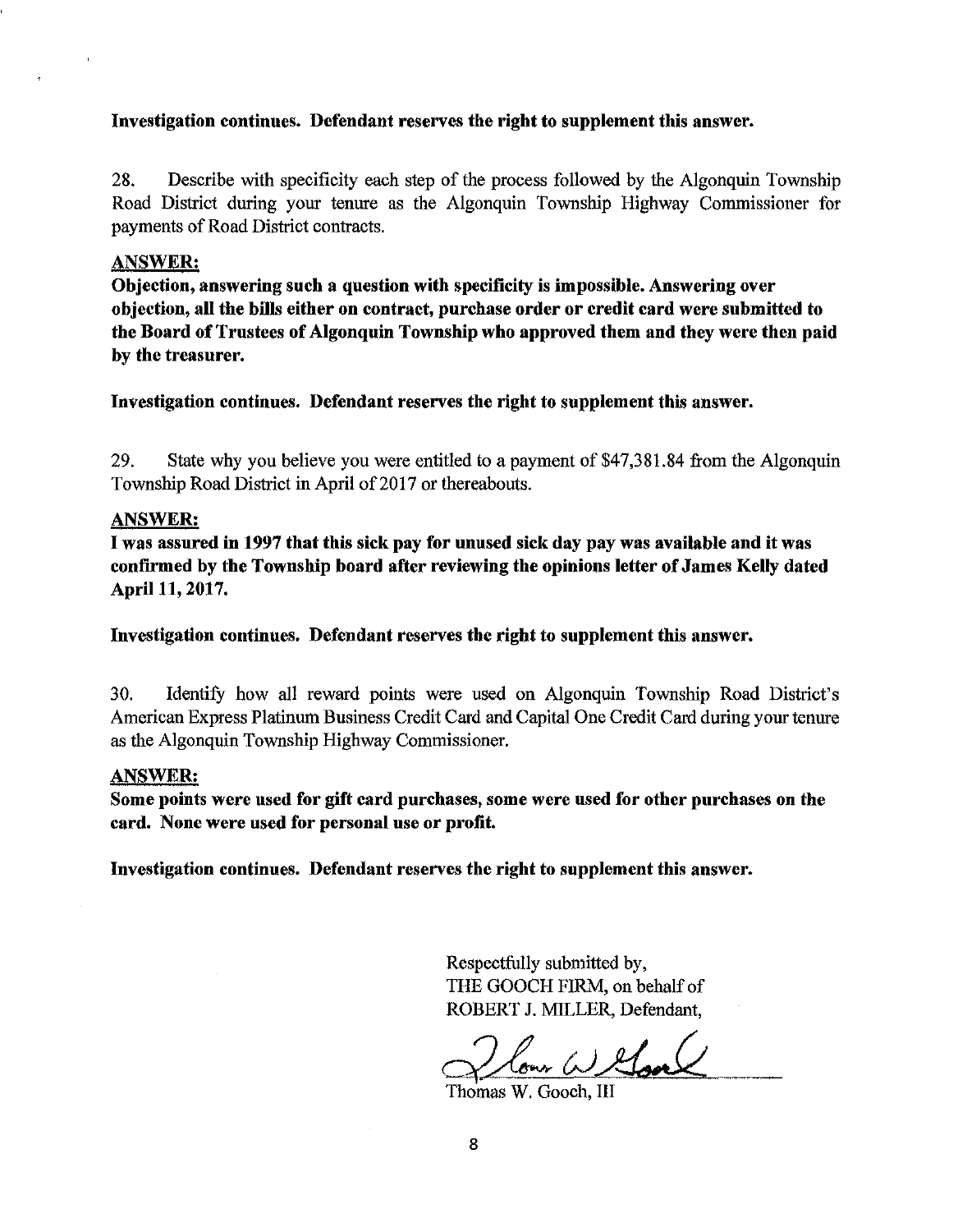**Investigation continues. Defendant reserves the right to supplement this answer.**

28. Describe with specificity each step of the process followed by the Algonquin Township Road District during your tenure as the Algonquin Township Highway Commissioner for payments of Road District contracts.

**ANSWER:**

**Objection, answering such a question with specificity is impossible. Answering over objection, all the bills either on contract, purchase order or credit card were submitted to the Board of Trustees of Algonquin Township who approved them and they were then paid by the treasurer.**

**Investigation continues. Defendant reserves the right to supplement this answer.**

29. State why you believe you were entitled to a payment of $47,381.84 from the Algonquin Township Road District in April of 2017 or thereabouts.

**ANSWER:**

**I was assured in 1997 that this sick pay for unused sick day pay was available and it was confirmed by the Township board after reviewing the opinions letter of James Kelly dated April 11, 2017.**

**Investigation continues. Defendant reserves the right to supplement this answer.**

30. Identify how all reward points were used on Algonquin Township Road District's American Express Platinum Business Credit Card and Capital One Credit Card during your tenure as the Algonquin Township Highway Commissioner.

**ANSWER:**

**Some points were used for gift card purchases, some were used for other purchases on the card. None were used for personal use or profit.**

**Investigation continues. Defendant reserves the right to supplement this answer.**

Respectfully submitted by,
THE GOOCH FIRM, on behalf of
ROBERT J. MILLER, Defendant,

Thomas W. Gooch, III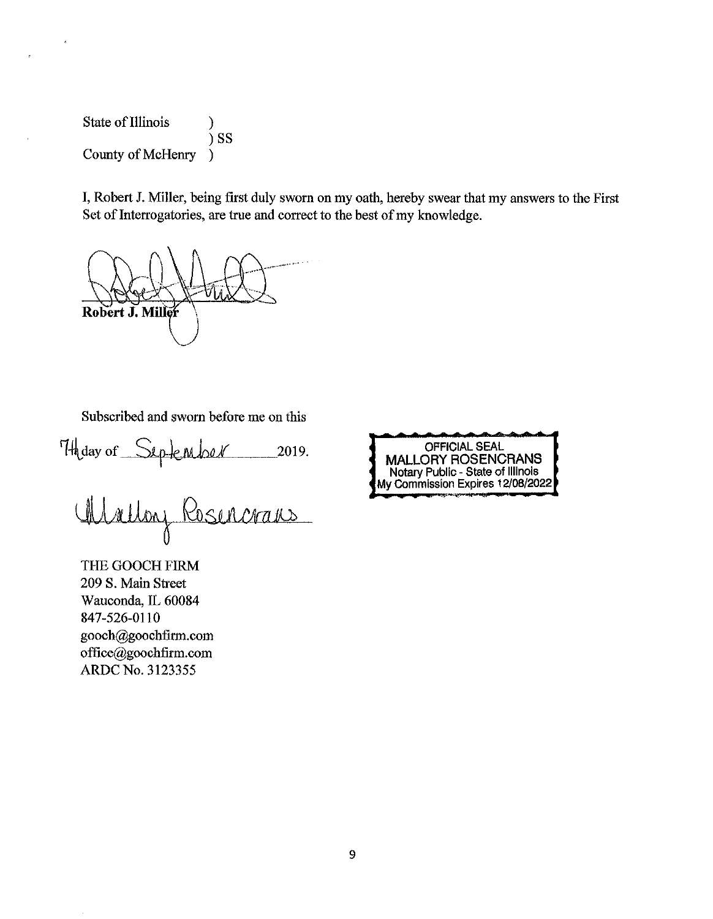State of Illinois )
) SS
County of McHenry )

I, Robert J. Miller, being first duly sworn on my oath, hereby swear that my answers to the First Set of Interrogatories, are true and correct to the best of my knowledge.

**Robert J. Miller**

Subscribed and sworn before me on this

7th day of September 2019.

OFFICIAL SEAL
MALLORY ROSENCRANS
Notary Public - State of Illinois
My Commission Expires 12/08/2022

Mallory Rosencrans

THE GOOCH FIRM
209 S. Main Street
Wauconda, IL 60084
847-526-0110
gooch@goochfirm.com
office@goochfirm.com
ARDC No. 3123355